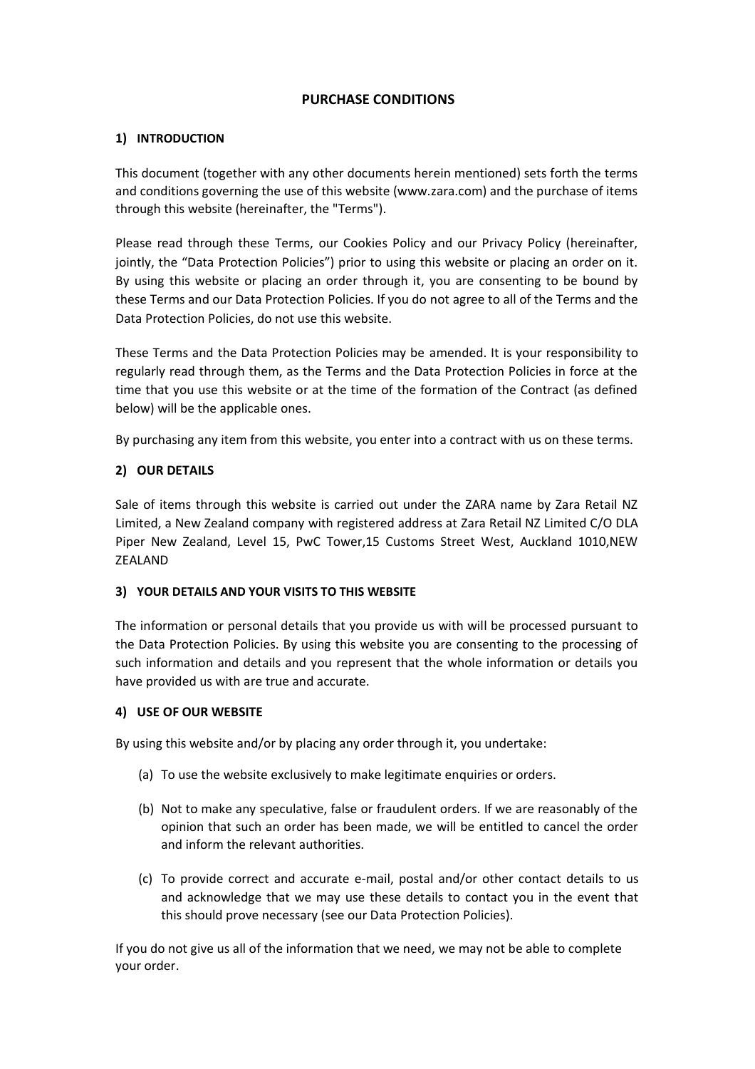# PURCHASE CONDITIONS

## 1) INTRODUCTION

This document (together with any other documents herein mentioned) sets forth the terms and conditions governing the use of this website (www.zara.com) and the purchase of items through this website (hereinafter, the "Terms").

Please read through these Terms, our Cookies Policy and our Privacy Policy (hereinafter, jointly, the "Data Protection Policies") prior to using this website or placing an order on it. By using this website or placing an order through it, you are consenting to be bound by these Terms and our Data Protection Policies. If you do not agree to all of the Terms and the Data Protection Policies, do not use this website.

These Terms and the Data Protection Policies may be amended. It is your responsibility to regularly read through them, as the Terms and the Data Protection Policies in force at the time that you use this website or at the time of the formation of the Contract (as defined below) will be the applicable ones.

By purchasing any item from this website, you enter into a contract with us on these terms.

## 2) OUR DETAILS

Sale of items through this website is carried out under the ZARA name by Zara Retail NZ Limited, a New Zealand company with registered address at Zara Retail NZ Limited C/O DLA Piper New Zealand, Level 15, PwC Tower,15 Customs Street West, Auckland 1010,NEW ZEALAND

## 3) YOUR DETAILS AND YOUR VISITS TO THIS WEBSITE

The information or personal details that you provide us with will be processed pursuant to the Data Protection Policies. By using this website you are consenting to the processing of such information and details and you represent that the whole information or details you have provided us with are true and accurate.

## 4) USE OF OUR WEBSITE

By using this website and/or by placing any order through it, you undertake:

(a) To use the website exclusively to make legitimate enquiries or orders.

(b) Not to make any speculative, false or fraudulent orders. If we are reasonably of the opinion that such an order has been made, we will be entitled to cancel the order and inform the relevant authorities.

(c) To provide correct and accurate e-mail, postal and/or other contact details to us and acknowledge that we may use these details to contact you in the event that this should prove necessary (see our Data Protection Policies).

If you do not give us all of the information that we need, we may not be able to complete your order.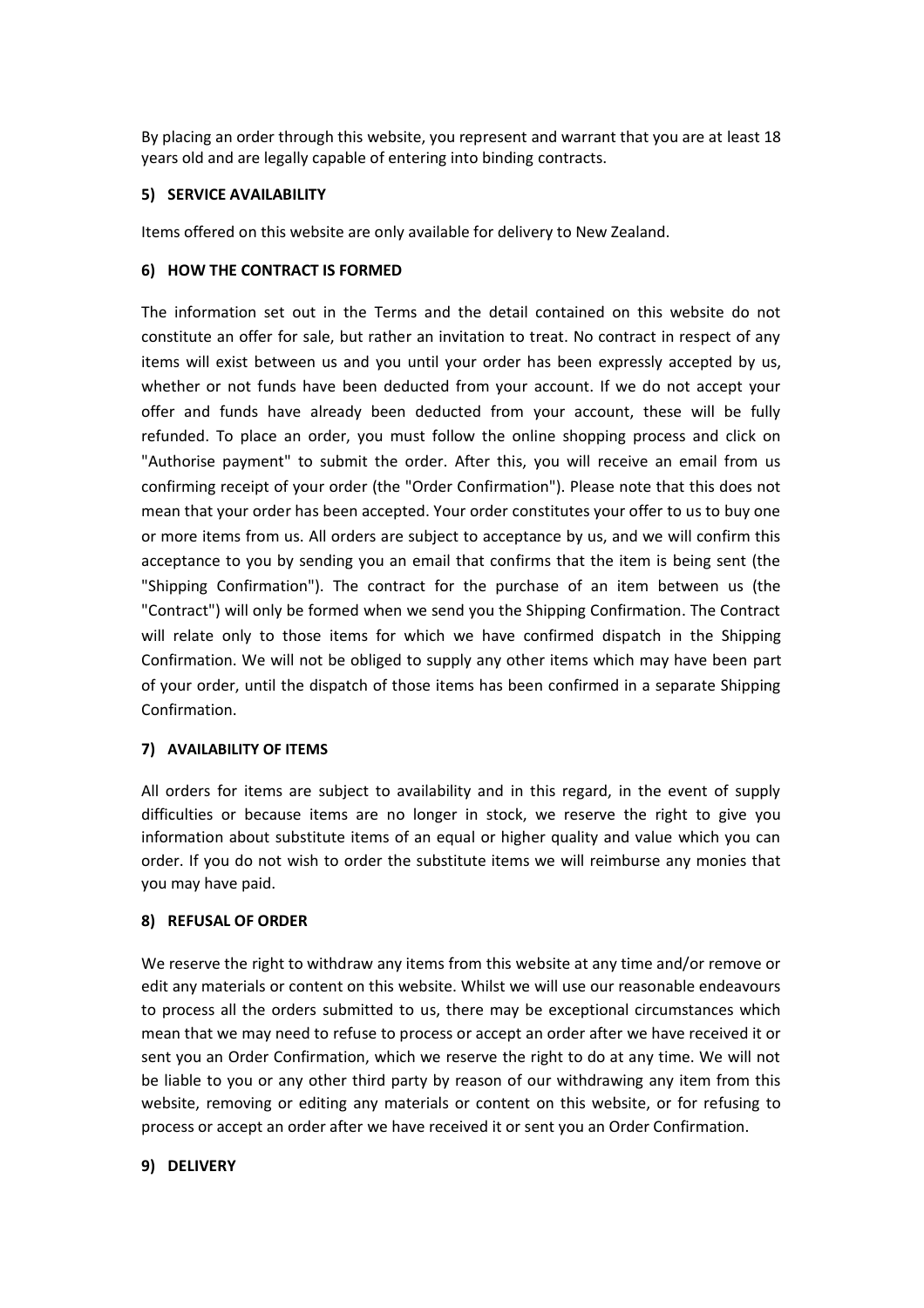By placing an order through this website, you represent and warrant that you are at least 18 years old and are legally capable of entering into binding contracts.

### 5) SERVICE AVAILABILITY

Items offered on this website are only available for delivery to New Zealand.

### 6) HOW THE CONTRACT IS FORMED

The information set out in the Terms and the detail contained on this website do not constitute an offer for sale, but rather an invitation to treat. No contract in respect of any items will exist between us and you until your order has been expressly accepted by us, whether or not funds have been deducted from your account. If we do not accept your offer and funds have already been deducted from your account, these will be fully refunded. To place an order, you must follow the online shopping process and click on "Authorise payment" to submit the order. After this, you will receive an email from us confirming receipt of your order (the "Order Confirmation"). Please note that this does not mean that your order has been accepted. Your order constitutes your offer to us to buy one or more items from us. All orders are subject to acceptance by us, and we will confirm this acceptance to you by sending you an email that confirms that the item is being sent (the "Shipping Confirmation"). The contract for the purchase of an item between us (the "Contract") will only be formed when we send you the Shipping Confirmation. The Contract will relate only to those items for which we have confirmed dispatch in the Shipping Confirmation. We will not be obliged to supply any other items which may have been part of your order, until the dispatch of those items has been confirmed in a separate Shipping Confirmation.

### 7) AVAILABILITY OF ITEMS

All orders for items are subject to availability and in this regard, in the event of supply difficulties or because items are no longer in stock, we reserve the right to give you information about substitute items of an equal or higher quality and value which you can order. If you do not wish to order the substitute items we will reimburse any monies that you may have paid.

### 8) REFUSAL OF ORDER

We reserve the right to withdraw any items from this website at any time and/or remove or edit any materials or content on this website. Whilst we will use our reasonable endeavours to process all the orders submitted to us, there may be exceptional circumstances which mean that we may need to refuse to process or accept an order after we have received it or sent you an Order Confirmation, which we reserve the right to do at any time. We will not be liable to you or any other third party by reason of our withdrawing any item from this website, removing or editing any materials or content on this website, or for refusing to process or accept an order after we have received it or sent you an Order Confirmation.

### 9) DELIVERY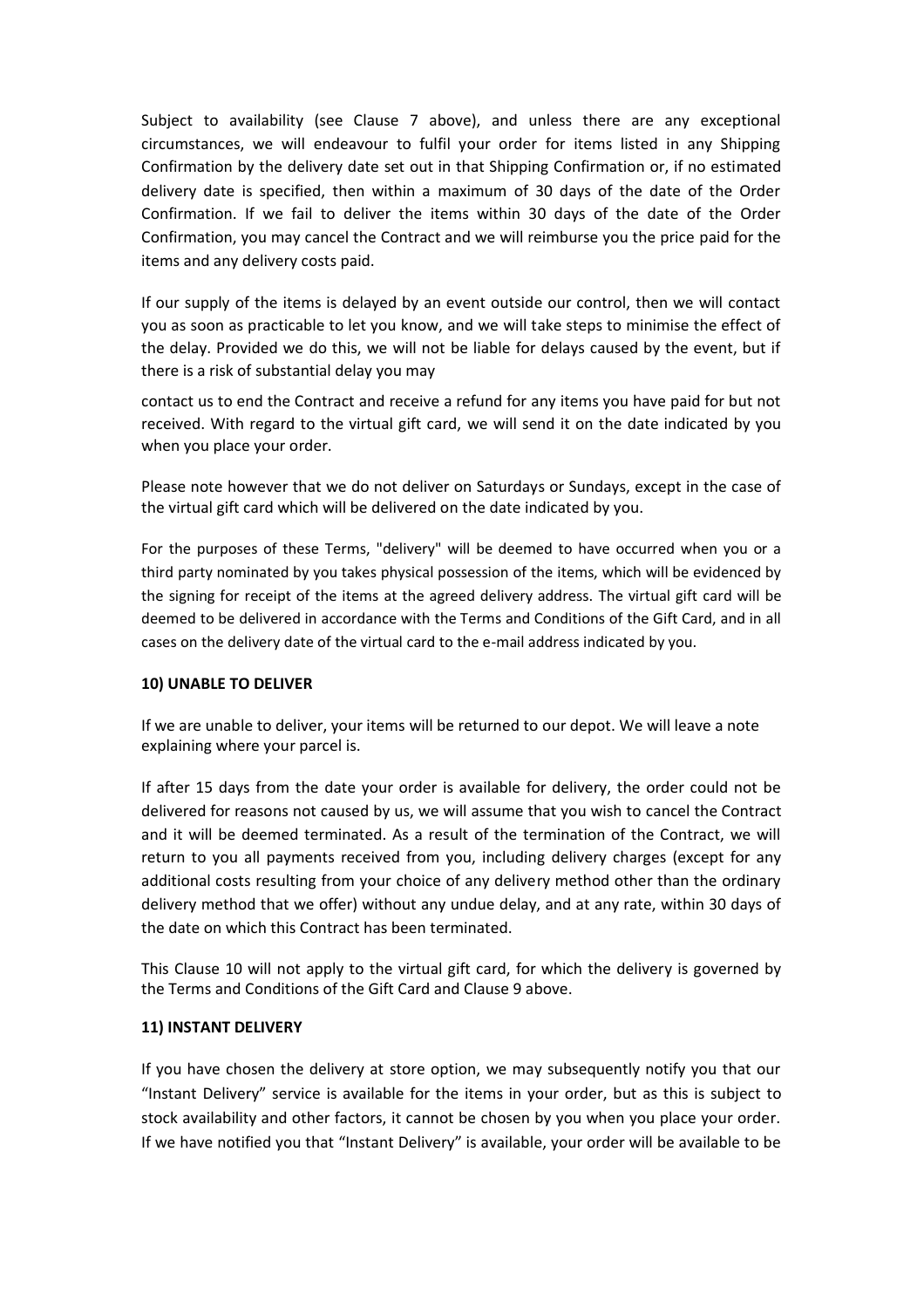Subject to availability (see Clause 7 above), and unless there are any exceptional circumstances, we will endeavour to fulfil your order for items listed in any Shipping Confirmation by the delivery date set out in that Shipping Confirmation or, if no estimated delivery date is specified, then within a maximum of 30 days of the date of the Order Confirmation. If we fail to deliver the items within 30 days of the date of the Order Confirmation, you may cancel the Contract and we will reimburse you the price paid for the items and any delivery costs paid.

If our supply of the items is delayed by an event outside our control, then we will contact you as soon as practicable to let you know, and we will take steps to minimise the effect of the delay. Provided we do this, we will not be liable for delays caused by the event, but if there is a risk of substantial delay you may

contact us to end the Contract and receive a refund for any items you have paid for but not received. With regard to the virtual gift card, we will send it on the date indicated by you when you place your order.

Please note however that we do not deliver on Saturdays or Sundays, except in the case of the virtual gift card which will be delivered on the date indicated by you.

For the purposes of these Terms, "delivery" will be deemed to have occurred when you or a third party nominated by you takes physical possession of the items, which will be evidenced by the signing for receipt of the items at the agreed delivery address. The virtual gift card will be deemed to be delivered in accordance with the Terms and Conditions of the Gift Card, and in all cases on the delivery date of the virtual card to the e-mail address indicated by you.

**10) UNABLE TO DELIVER**

If we are unable to deliver, your items will be returned to our depot. We will leave a note explaining where your parcel is.

If after 15 days from the date your order is available for delivery, the order could not be delivered for reasons not caused by us, we will assume that you wish to cancel the Contract and it will be deemed terminated. As a result of the termination of the Contract, we will return to you all payments received from you, including delivery charges (except for any additional costs resulting from your choice of any delivery method other than the ordinary delivery method that we offer) without any undue delay, and at any rate, within 30 days of the date on which this Contract has been terminated.

This Clause 10 will not apply to the virtual gift card, for which the delivery is governed by the Terms and Conditions of the Gift Card and Clause 9 above.

**11) INSTANT DELIVERY**

If you have chosen the delivery at store option, we may subsequently notify you that our "Instant Delivery" service is available for the items in your order, but as this is subject to stock availability and other factors, it cannot be chosen by you when you place your order. If we have notified you that "Instant Delivery" is available, your order will be available to be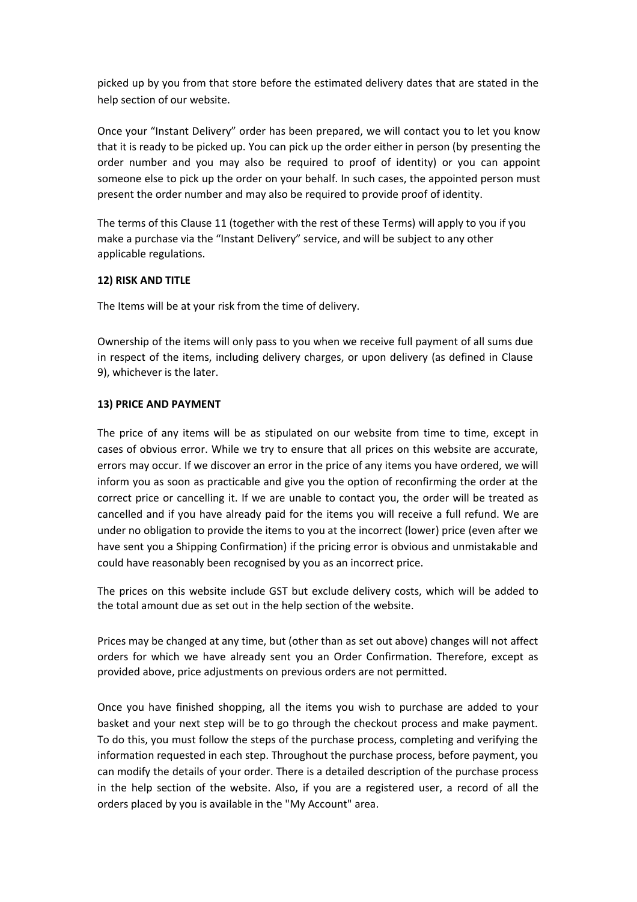picked up by you from that store before the estimated delivery dates that are stated in the help section of our website.

Once your "Instant Delivery" order has been prepared, we will contact you to let you know that it is ready to be picked up. You can pick up the order either in person (by presenting the order number and you may also be required to proof of identity) or you can appoint someone else to pick up the order on your behalf. In such cases, the appointed person must present the order number and may also be required to provide proof of identity.

The terms of this Clause 11 (together with the rest of these Terms) will apply to you if you make a purchase via the "Instant Delivery" service, and will be subject to any other applicable regulations.

**12) RISK AND TITLE**

The Items will be at your risk from the time of delivery.

Ownership of the items will only pass to you when we receive full payment of all sums due in respect of the items, including delivery charges, or upon delivery (as defined in Clause 9), whichever is the later.

**13) PRICE AND PAYMENT**

The price of any items will be as stipulated on our website from time to time, except in cases of obvious error. While we try to ensure that all prices on this website are accurate, errors may occur. If we discover an error in the price of any items you have ordered, we will inform you as soon as practicable and give you the option of reconfirming the order at the correct price or cancelling it. If we are unable to contact you, the order will be treated as cancelled and if you have already paid for the items you will receive a full refund. We are under no obligation to provide the items to you at the incorrect (lower) price (even after we have sent you a Shipping Confirmation) if the pricing error is obvious and unmistakable and could have reasonably been recognised by you as an incorrect price.

The prices on this website include GST but exclude delivery costs, which will be added to the total amount due as set out in the help section of the website.

Prices may be changed at any time, but (other than as set out above) changes will not affect orders for which we have already sent you an Order Confirmation. Therefore, except as provided above, price adjustments on previous orders are not permitted.

Once you have finished shopping, all the items you wish to purchase are added to your basket and your next step will be to go through the checkout process and make payment. To do this, you must follow the steps of the purchase process, completing and verifying the information requested in each step. Throughout the purchase process, before payment, you can modify the details of your order. There is a detailed description of the purchase process in the help section of the website. Also, if you are a registered user, a record of all the orders placed by you is available in the "My Account" area.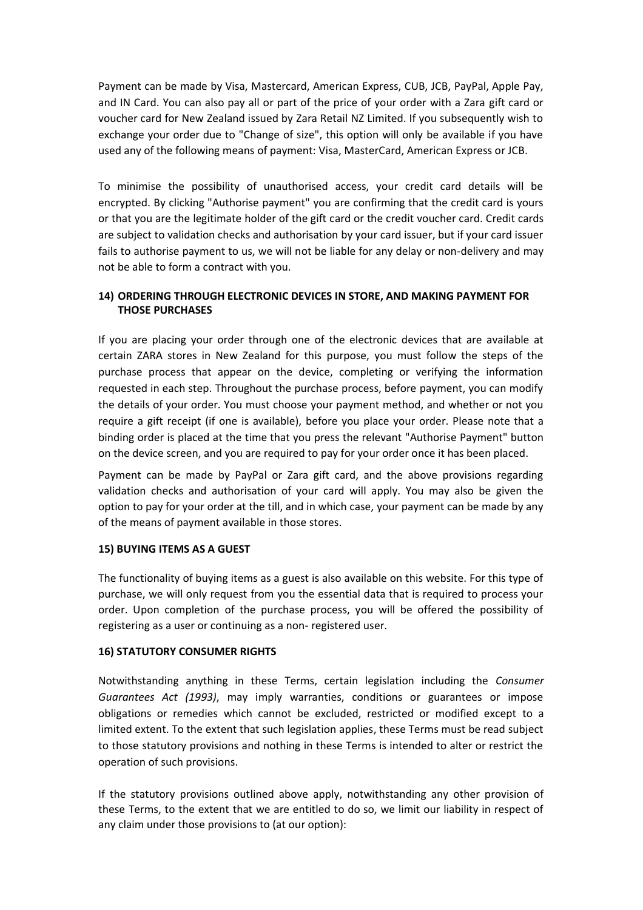Payment can be made by Visa, Mastercard, American Express, CUB, JCB, PayPal, Apple Pay, and IN Card. You can also pay all or part of the price of your order with a Zara gift card or voucher card for New Zealand issued by Zara Retail NZ Limited. If you subsequently wish to exchange your order due to "Change of size", this option will only be available if you have used any of the following means of payment: Visa, MasterCard, American Express or JCB.

To minimise the possibility of unauthorised access, your credit card details will be encrypted. By clicking "Authorise payment" you are confirming that the credit card is yours or that you are the legitimate holder of the gift card or the credit voucher card. Credit cards are subject to validation checks and authorisation by your card issuer, but if your card issuer fails to authorise payment to us, we will not be liable for any delay or non-delivery and may not be able to form a contract with you.

## 14) ORDERING THROUGH ELECTRONIC DEVICES IN STORE, AND MAKING PAYMENT FOR THOSE PURCHASES

If you are placing your order through one of the electronic devices that are available at certain ZARA stores in New Zealand for this purpose, you must follow the steps of the purchase process that appear on the device, completing or verifying the information requested in each step. Throughout the purchase process, before payment, you can modify the details of your order. You must choose your payment method, and whether or not you require a gift receipt (if one is available), before you place your order. Please note that a binding order is placed at the time that you press the relevant "Authorise Payment" button on the device screen, and you are required to pay for your order once it has been placed.

Payment can be made by PayPal or Zara gift card, and the above provisions regarding validation checks and authorisation of your card will apply. You may also be given the option to pay for your order at the till, and in which case, your payment can be made by any of the means of payment available in those stores.

## 15) BUYING ITEMS AS A GUEST

The functionality of buying items as a guest is also available on this website. For this type of purchase, we will only request from you the essential data that is required to process your order. Upon completion of the purchase process, you will be offered the possibility of registering as a user or continuing as a non- registered user.

## 16) STATUTORY CONSUMER RIGHTS

Notwithstanding anything in these Terms, certain legislation including the *Consumer Guarantees Act (1993)*, may imply warranties, conditions or guarantees or impose obligations or remedies which cannot be excluded, restricted or modified except to a limited extent. To the extent that such legislation applies, these Terms must be read subject to those statutory provisions and nothing in these Terms is intended to alter or restrict the operation of such provisions.

If the statutory provisions outlined above apply, notwithstanding any other provision of these Terms, to the extent that we are entitled to do so, we limit our liability in respect of any claim under those provisions to (at our option):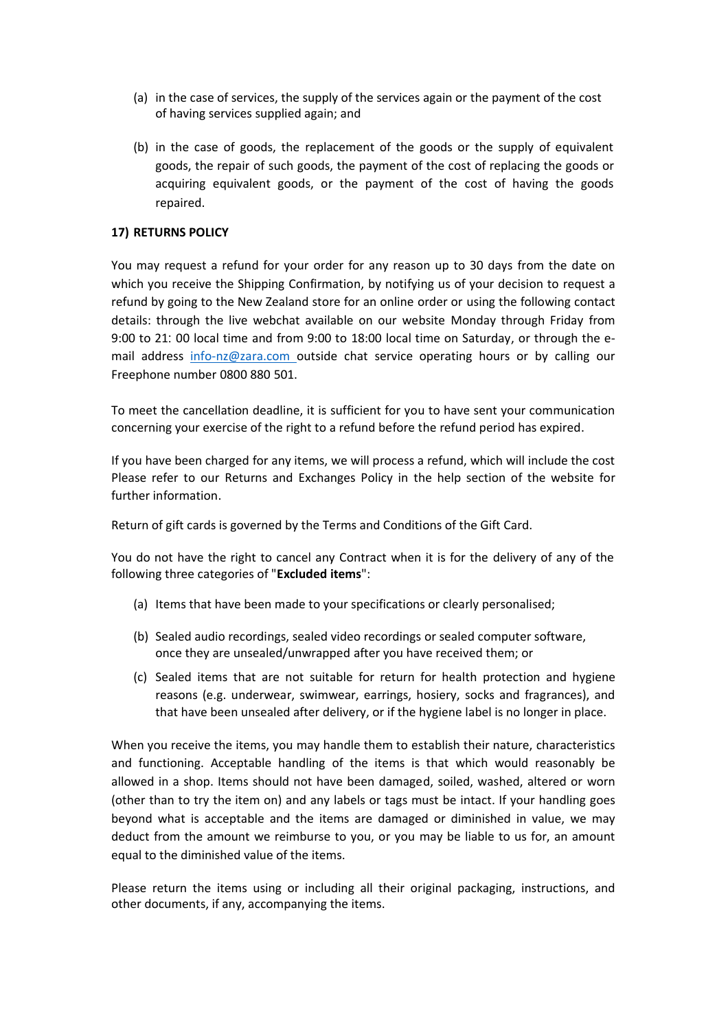(a) in the case of services, the supply of the services again or the payment of the cost of having services supplied again; and

(b) in the case of goods, the replacement of the goods or the supply of equivalent goods, the repair of such goods, the payment of the cost of replacing the goods or acquiring equivalent goods, or the payment of the cost of having the goods repaired.

**17) RETURNS POLICY**

You may request a refund for your order for any reason up to 30 days from the date on which you receive the Shipping Confirmation, by notifying us of your decision to request a refund by going to the New Zealand store for an online order or using the following contact details: through the live webchat available on our website Monday through Friday from 9:00 to 21: 00 local time and from 9:00 to 18:00 local time on Saturday, or through the e-mail address [info-nz@zara.com](mailto:info-nz@zara.com) outside chat service operating hours or by calling our Freephone number 0800 880 501.

To meet the cancellation deadline, it is sufficient for you to have sent your communication concerning your exercise of the right to a refund before the refund period has expired.

If you have been charged for any items, we will process a refund, which will include the cost Please refer to our Returns and Exchanges Policy in the help section of the website for further information.

Return of gift cards is governed by the Terms and Conditions of the Gift Card.

You do not have the right to cancel any Contract when it is for the delivery of any of the following three categories of "**Excluded items**":

(a) Items that have been made to your specifications or clearly personalised;

(b) Sealed audio recordings, sealed video recordings or sealed computer software, once they are unsealed/unwrapped after you have received them; or

(c) Sealed items that are not suitable for return for health protection and hygiene reasons (e.g. underwear, swimwear, earrings, hosiery, socks and fragrances), and that have been unsealed after delivery, or if the hygiene label is no longer in place.

When you receive the items, you may handle them to establish their nature, characteristics and functioning. Acceptable handling of the items is that which would reasonably be allowed in a shop. Items should not have been damaged, soiled, washed, altered or worn (other than to try the item on) and any labels or tags must be intact. If your handling goes beyond what is acceptable and the items are damaged or diminished in value, we may deduct from the amount we reimburse to you, or you may be liable to us for, an amount equal to the diminished value of the items.

Please return the items using or including all their original packaging, instructions, and other documents, if any, accompanying the items.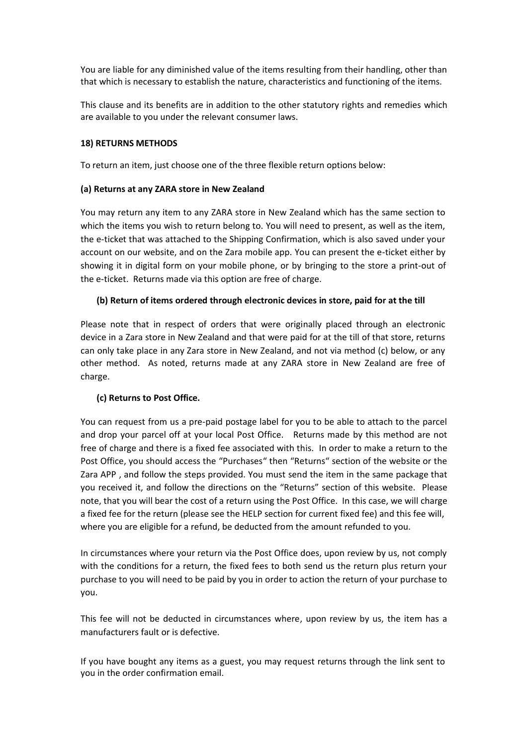You are liable for any diminished value of the items resulting from their handling, other than that which is necessary to establish the nature, characteristics and functioning of the items.

This clause and its benefits are in addition to the other statutory rights and remedies which are available to you under the relevant consumer laws.

**18) RETURNS METHODS**

To return an item, just choose one of the three flexible return options below:

**(a) Returns at any ZARA store in New Zealand**

You may return any item to any ZARA store in New Zealand which has the same section to which the items you wish to return belong to. You will need to present, as well as the item, the e-ticket that was attached to the Shipping Confirmation, which is also saved under your account on our website, and on the Zara mobile app. You can present the e-ticket either by showing it in digital form on your mobile phone, or by bringing to the store a print-out of the e-ticket. Returns made via this option are free of charge.

**(b) Return of items ordered through electronic devices in store, paid for at the till**

Please note that in respect of orders that were originally placed through an electronic device in a Zara store in New Zealand and that were paid for at the till of that store, returns can only take place in any Zara store in New Zealand, and not via method (c) below, or any other method. As noted, returns made at any ZARA store in New Zealand are free of charge.

**(c) Returns to Post Office.**

You can request from us a pre-paid postage label for you to be able to attach to the parcel and drop your parcel off at your local Post Office. Returns made by this method are not free of charge and there is a fixed fee associated with this. In order to make a return to the Post Office, you should access the "Purchases" then "Returns" section of the website or the Zara APP , and follow the steps provided. You must send the item in the same package that you received it, and follow the directions on the "Returns" section of this website. Please note, that you will bear the cost of a return using the Post Office. In this case, we will charge a fixed fee for the return (please see the HELP section for current fixed fee) and this fee will, where you are eligible for a refund, be deducted from the amount refunded to you.

In circumstances where your return via the Post Office does, upon review by us, not comply with the conditions for a return, the fixed fees to both send us the return plus return your purchase to you will need to be paid by you in order to action the return of your purchase to you.

This fee will not be deducted in circumstances where, upon review by us, the item has a manufacturers fault or is defective.

If you have bought any items as a guest, you may request returns through the link sent to you in the order confirmation email.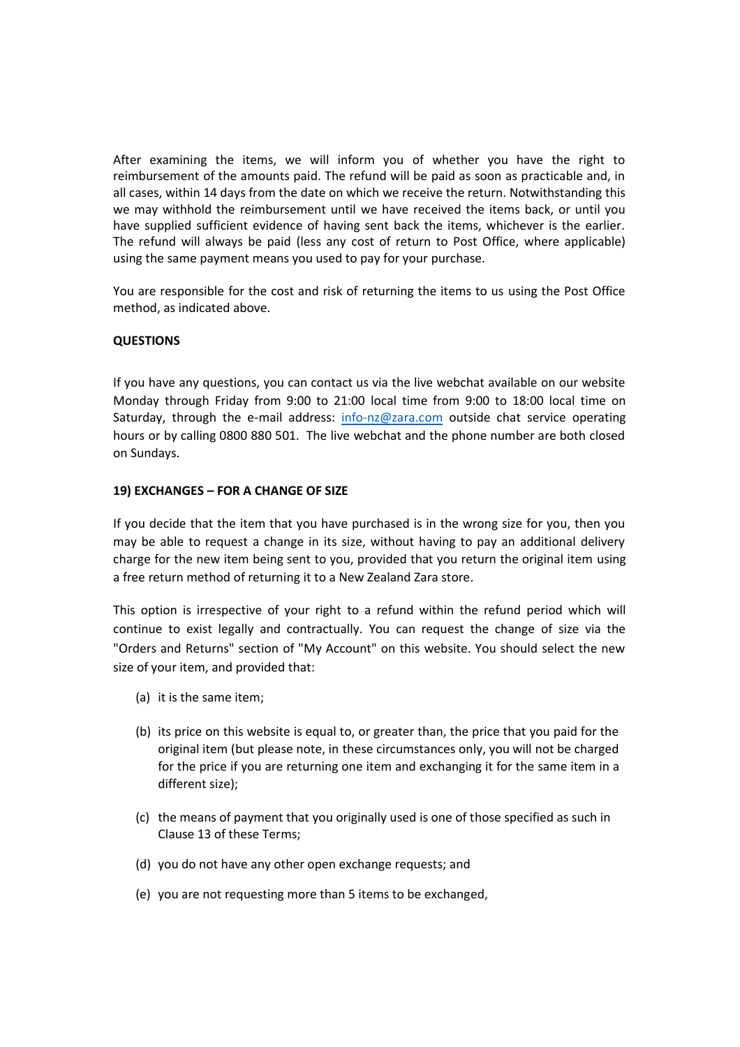After examining the items, we will inform you of whether you have the right to reimbursement of the amounts paid. The refund will be paid as soon as practicable and, in all cases, within 14 days from the date on which we receive the return. Notwithstanding this we may withhold the reimbursement until we have received the items back, or until you have supplied sufficient evidence of having sent back the items, whichever is the earlier. The refund will always be paid (less any cost of return to Post Office, where applicable) using the same payment means you used to pay for your purchase.

You are responsible for the cost and risk of returning the items to us using the Post Office method, as indicated above.

**QUESTIONS**

If you have any questions, you can contact us via the live webchat available on our website Monday through Friday from 9:00 to 21:00 local time from 9:00 to 18:00 local time on Saturday, through the e-mail address: info-nz@zara.com outside chat service operating hours or by calling 0800 880 501. The live webchat and the phone number are both closed on Sundays.

**19) EXCHANGES – FOR A CHANGE OF SIZE**

If you decide that the item that you have purchased is in the wrong size for you, then you may be able to request a change in its size, without having to pay an additional delivery charge for the new item being sent to you, provided that you return the original item using a free return method of returning it to a New Zealand Zara store.

This option is irrespective of your right to a refund within the refund period which will continue to exist legally and contractually. You can request the change of size via the "Orders and Returns" section of "My Account" on this website. You should select the new size of your item, and provided that:

(a) it is the same item;

(b) its price on this website is equal to, or greater than, the price that you paid for the original item (but please note, in these circumstances only, you will not be charged for the price if you are returning one item and exchanging it for the same item in a different size);

(c) the means of payment that you originally used is one of those specified as such in Clause 13 of these Terms;

(d) you do not have any other open exchange requests; and

(e) you are not requesting more than 5 items to be exchanged,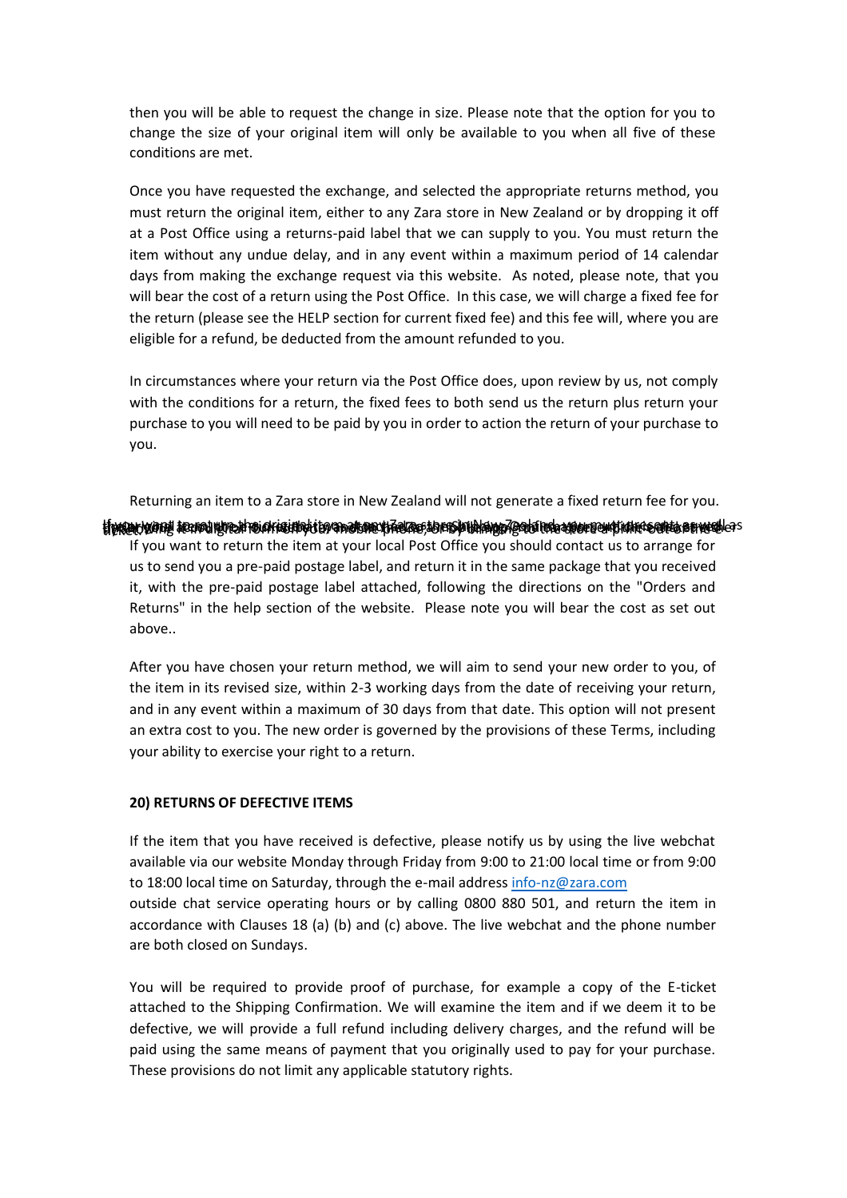then you will be able to request the change in size. Please note that the option for you to change the size of your original item will only be available to you when all five of these conditions are met.

Once you have requested the exchange, and selected the appropriate returns method, you must return the original item, either to any Zara store in New Zealand or by dropping it off at a Post Office using a returns-paid label that we can supply to you. You must return the item without any undue delay, and in any event within a maximum period of 14 calendar days from making the exchange request via this website. As noted, please note, that you will bear the cost of a return using the Post Office. In this case, we will charge a fixed fee for the return (please see the HELP section for current fixed fee) and this fee will, where you are eligible for a refund, be deducted from the amount refunded to you.

In circumstances where your return via the Post Office does, upon review by us, not comply with the conditions for a return, the fixed fees to both send us the return plus return your purchase to you will need to be paid by you in order to action the return of your purchase to you.

Returning an item to a Zara store in New Zealand will not generate a fixed return fee for you.

If you want to return the item at your local Post Office you should contact us to arrange for us to send you a pre-paid postage label, and return it in the same package that you received it, with the pre-paid postage label attached, following the directions on the "Orders and Returns" in the help section of the website. Please note you will bear the cost as set out above..

After you have chosen your return method, we will aim to send your new order to you, of the item in its revised size, within 2-3 working days from the date of receiving your return, and in any event within a maximum of 30 days from that date. This option will not present an extra cost to you. The new order is governed by the provisions of these Terms, including your ability to exercise your right to a return.

**20) RETURNS OF DEFECTIVE ITEMS**

If the item that you have received is defective, please notify us by using the live webchat available via our website Monday through Friday from 9:00 to 21:00 local time or from 9:00 to 18:00 local time on Saturday, through the e-mail address info-nz@zara.com outside chat service operating hours or by calling 0800 880 501, and return the item in accordance with Clauses 18 (a) (b) and (c) above. The live webchat and the phone number are both closed on Sundays.

You will be required to provide proof of purchase, for example a copy of the E-ticket attached to the Shipping Confirmation. We will examine the item and if we deem it to be defective, we will provide a full refund including delivery charges, and the refund will be paid using the same means of payment that you originally used to pay for your purchase. These provisions do not limit any applicable statutory rights.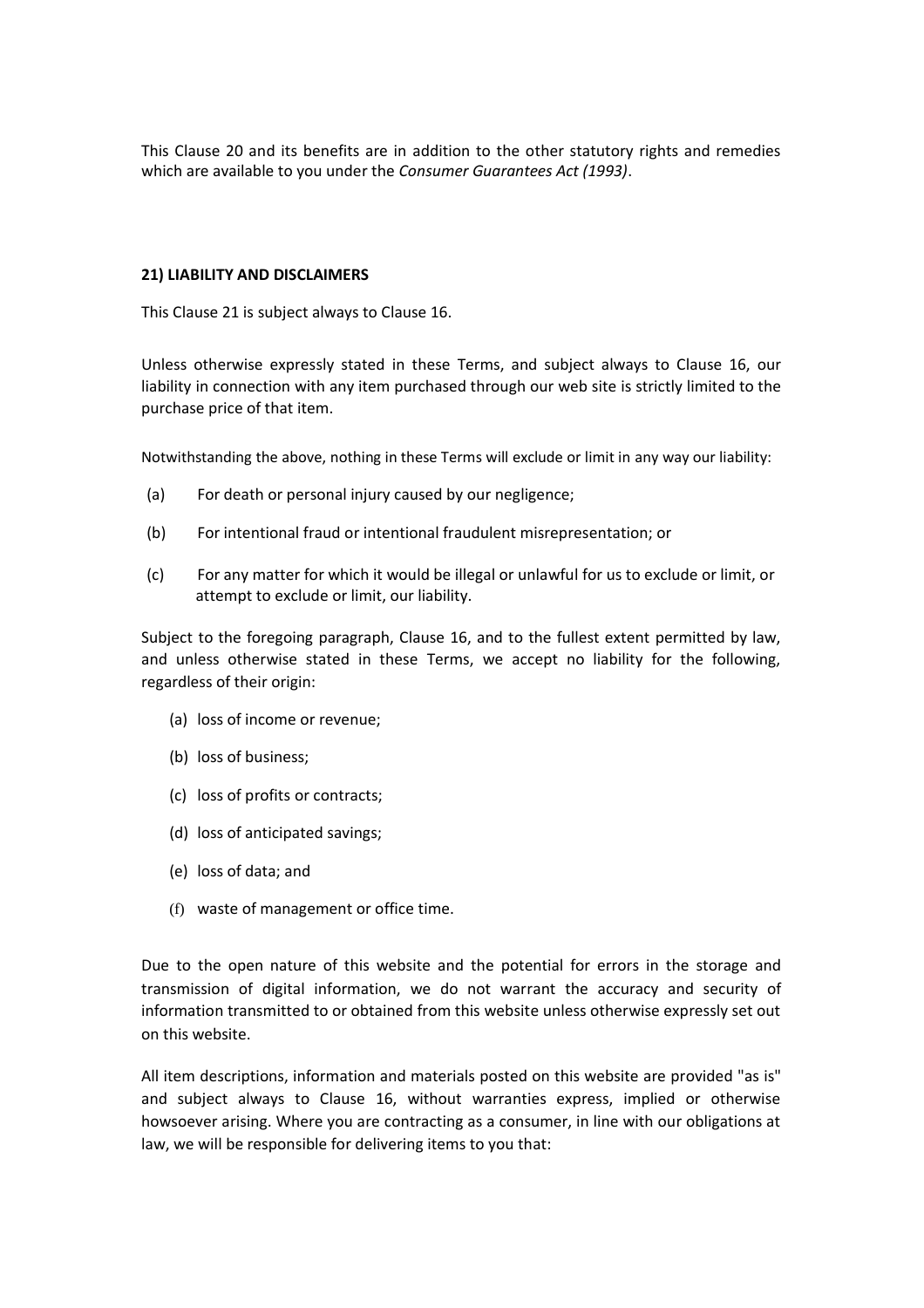This Clause 20 and its benefits are in addition to the other statutory rights and remedies which are available to you under the *Consumer Guarantees Act (1993)*.

**21) LIABILITY AND DISCLAIMERS**

This Clause 21 is subject always to Clause 16.

Unless otherwise expressly stated in these Terms, and subject always to Clause 16, our liability in connection with any item purchased through our web site is strictly limited to the purchase price of that item.

Notwithstanding the above, nothing in these Terms will exclude or limit in any way our liability:

(a) For death or personal injury caused by our negligence;

(b) For intentional fraud or intentional fraudulent misrepresentation; or

(c) For any matter for which it would be illegal or unlawful for us to exclude or limit, or attempt to exclude or limit, our liability.

Subject to the foregoing paragraph, Clause 16, and to the fullest extent permitted by law, and unless otherwise stated in these Terms, we accept no liability for the following, regardless of their origin:

(a) loss of income or revenue;

(b) loss of business;

(c) loss of profits or contracts;

(d) loss of anticipated savings;

(e) loss of data; and

(f) waste of management or office time.

Due to the open nature of this website and the potential for errors in the storage and transmission of digital information, we do not warrant the accuracy and security of information transmitted to or obtained from this website unless otherwise expressly set out on this website.

All item descriptions, information and materials posted on this website are provided "as is" and subject always to Clause 16, without warranties express, implied or otherwise howsoever arising. Where you are contracting as a consumer, in line with our obligations at law, we will be responsible for delivering items to you that: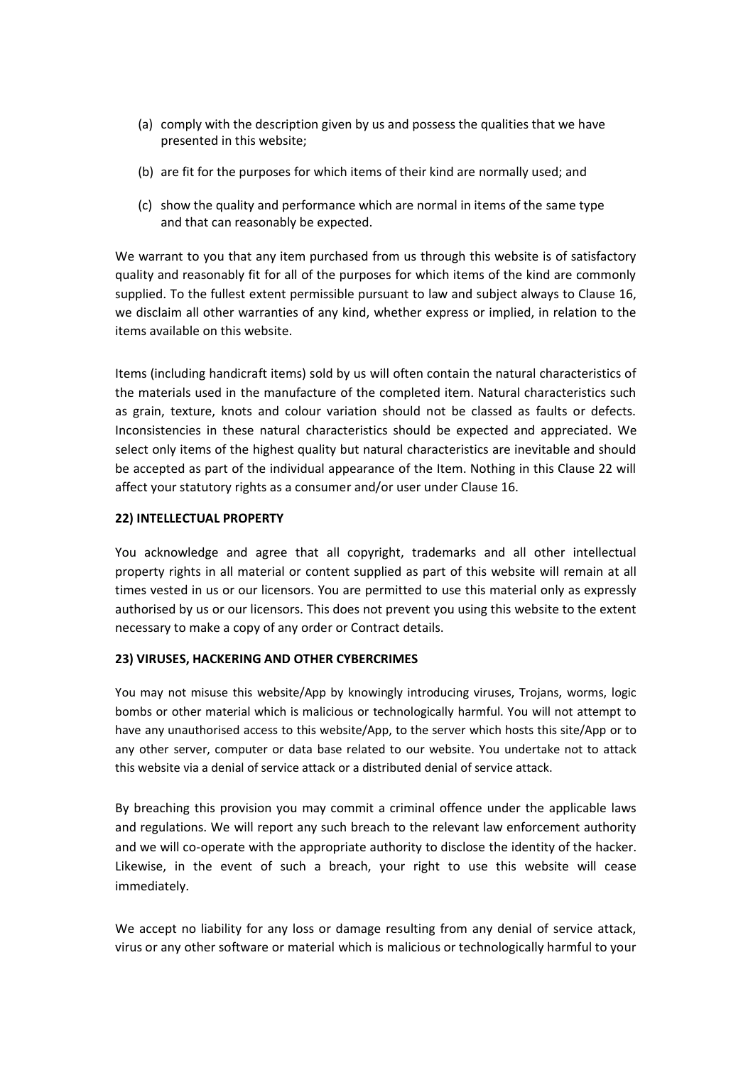(a) comply with the description given by us and possess the qualities that we have presented in this website;

(b) are fit for the purposes for which items of their kind are normally used; and

(c) show the quality and performance which are normal in items of the same type and that can reasonably be expected.

We warrant to you that any item purchased from us through this website is of satisfactory quality and reasonably fit for all of the purposes for which items of the kind are commonly supplied. To the fullest extent permissible pursuant to law and subject always to Clause 16, we disclaim all other warranties of any kind, whether express or implied, in relation to the items available on this website.

Items (including handicraft items) sold by us will often contain the natural characteristics of the materials used in the manufacture of the completed item. Natural characteristics such as grain, texture, knots and colour variation should not be classed as faults or defects. Inconsistencies in these natural characteristics should be expected and appreciated. We select only items of the highest quality but natural characteristics are inevitable and should be accepted as part of the individual appearance of the Item. Nothing in this Clause 22 will affect your statutory rights as a consumer and/or user under Clause 16.

**22) INTELLECTUAL PROPERTY**

You acknowledge and agree that all copyright, trademarks and all other intellectual property rights in all material or content supplied as part of this website will remain at all times vested in us or our licensors. You are permitted to use this material only as expressly authorised by us or our licensors. This does not prevent you using this website to the extent necessary to make a copy of any order or Contract details.

**23) VIRUSES, HACKERING AND OTHER CYBERCRIMES**

You may not misuse this website/App by knowingly introducing viruses, Trojans, worms, logic bombs or other material which is malicious or technologically harmful. You will not attempt to have any unauthorised access to this website/App, to the server which hosts this site/App or to any other server, computer or data base related to our website. You undertake not to attack this website via a denial of service attack or a distributed denial of service attack.

By breaching this provision you may commit a criminal offence under the applicable laws and regulations. We will report any such breach to the relevant law enforcement authority and we will co-operate with the appropriate authority to disclose the identity of the hacker. Likewise, in the event of such a breach, your right to use this website will cease immediately.

We accept no liability for any loss or damage resulting from any denial of service attack, virus or any other software or material which is malicious or technologically harmful to your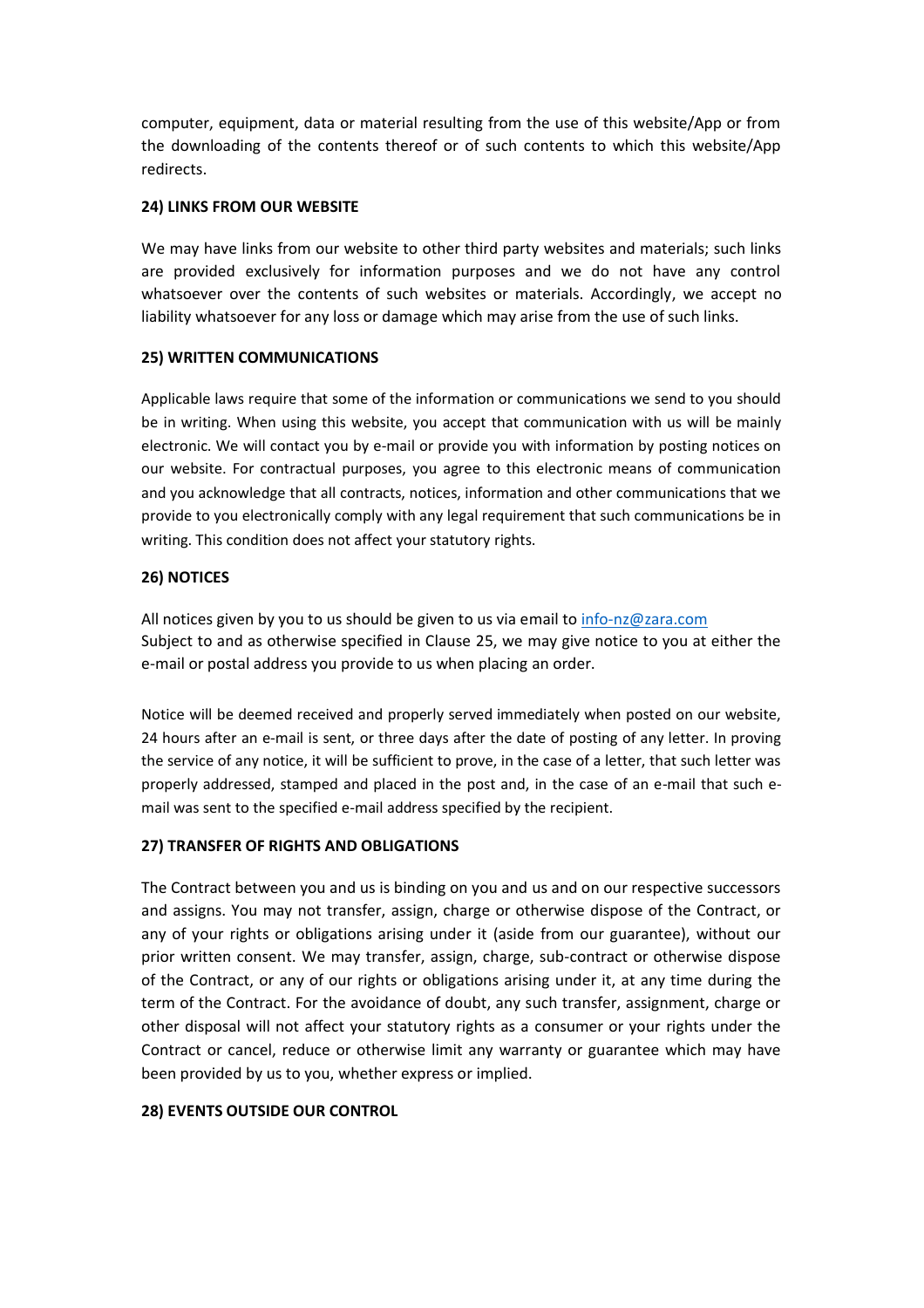computer, equipment, data or material resulting from the use of this website/App or from the downloading of the contents thereof or of such contents to which this website/App redirects.

**24) LINKS FROM OUR WEBSITE**

We may have links from our website to other third party websites and materials; such links are provided exclusively for information purposes and we do not have any control whatsoever over the contents of such websites or materials. Accordingly, we accept no liability whatsoever for any loss or damage which may arise from the use of such links.

**25) WRITTEN COMMUNICATIONS**

Applicable laws require that some of the information or communications we send to you should be in writing. When using this website, you accept that communication with us will be mainly electronic. We will contact you by e-mail or provide you with information by posting notices on our website. For contractual purposes, you agree to this electronic means of communication and you acknowledge that all contracts, notices, information and other communications that we provide to you electronically comply with any legal requirement that such communications be in writing. This condition does not affect your statutory rights.

**26) NOTICES**

All notices given by you to us should be given to us via email to info-nz@zara.com
Subject to and as otherwise specified in Clause 25, we may give notice to you at either the e-mail or postal address you provide to us when placing an order.

Notice will be deemed received and properly served immediately when posted on our website, 24 hours after an e-mail is sent, or three days after the date of posting of any letter. In proving the service of any notice, it will be sufficient to prove, in the case of a letter, that such letter was properly addressed, stamped and placed in the post and, in the case of an e-mail that such e-mail was sent to the specified e-mail address specified by the recipient.

**27) TRANSFER OF RIGHTS AND OBLIGATIONS**

The Contract between you and us is binding on you and us and on our respective successors and assigns. You may not transfer, assign, charge or otherwise dispose of the Contract, or any of your rights or obligations arising under it (aside from our guarantee), without our prior written consent. We may transfer, assign, charge, sub-contract or otherwise dispose of the Contract, or any of our rights or obligations arising under it, at any time during the term of the Contract. For the avoidance of doubt, any such transfer, assignment, charge or other disposal will not affect your statutory rights as a consumer or your rights under the Contract or cancel, reduce or otherwise limit any warranty or guarantee which may have been provided by us to you, whether express or implied.

**28) EVENTS OUTSIDE OUR CONTROL**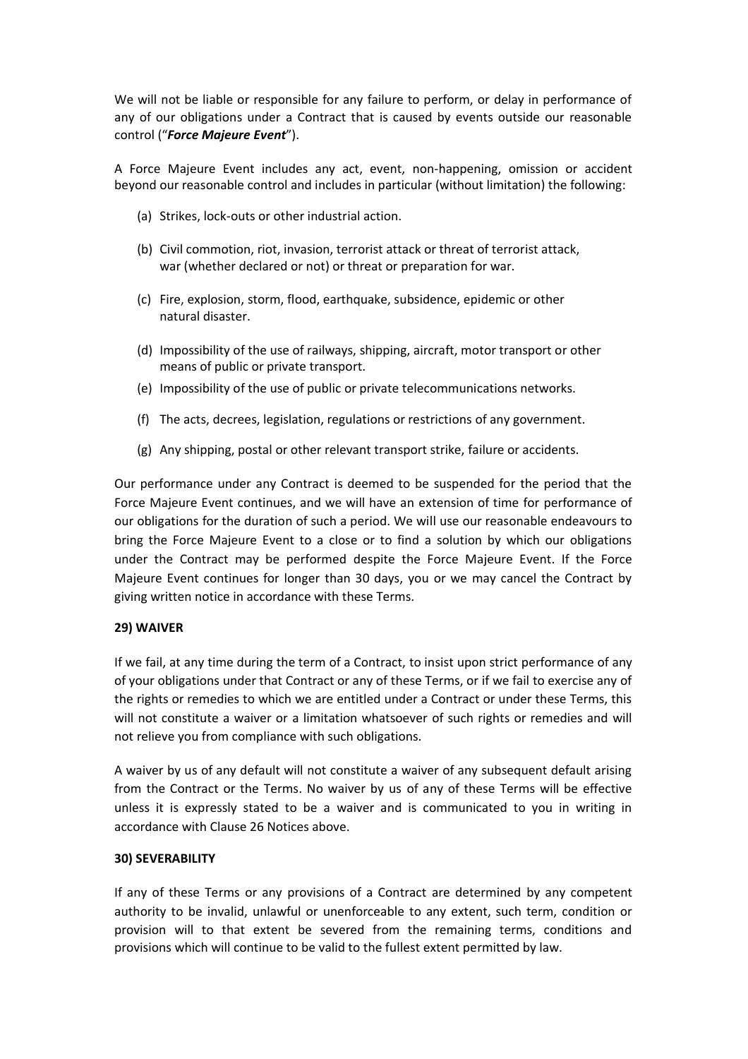We will not be liable or responsible for any failure to perform, or delay in performance of any of our obligations under a Contract that is caused by events outside our reasonable control ("***Force Majeure Event***").

A Force Majeure Event includes any act, event, non-happening, omission or accident beyond our reasonable control and includes in particular (without limitation) the following:

(a) Strikes, lock-outs or other industrial action.

(b) Civil commotion, riot, invasion, terrorist attack or threat of terrorist attack, war (whether declared or not) or threat or preparation for war.

(c) Fire, explosion, storm, flood, earthquake, subsidence, epidemic or other natural disaster.

(d) Impossibility of the use of railways, shipping, aircraft, motor transport or other means of public or private transport.

(e) Impossibility of the use of public or private telecommunications networks.

(f) The acts, decrees, legislation, regulations or restrictions of any government.

(g) Any shipping, postal or other relevant transport strike, failure or accidents.

Our performance under any Contract is deemed to be suspended for the period that the Force Majeure Event continues, and we will have an extension of time for performance of our obligations for the duration of such a period. We will use our reasonable endeavours to bring the Force Majeure Event to a close or to find a solution by which our obligations under the Contract may be performed despite the Force Majeure Event. If the Force Majeure Event continues for longer than 30 days, you or we may cancel the Contract by giving written notice in accordance with these Terms.

**29) WAIVER**

If we fail, at any time during the term of a Contract, to insist upon strict performance of any of your obligations under that Contract or any of these Terms, or if we fail to exercise any of the rights or remedies to which we are entitled under a Contract or under these Terms, this will not constitute a waiver or a limitation whatsoever of such rights or remedies and will not relieve you from compliance with such obligations.

A waiver by us of any default will not constitute a waiver of any subsequent default arising from the Contract or the Terms. No waiver by us of any of these Terms will be effective unless it is expressly stated to be a waiver and is communicated to you in writing in accordance with Clause 26 Notices above.

**30) SEVERABILITY**

If any of these Terms or any provisions of a Contract are determined by any competent authority to be invalid, unlawful or unenforceable to any extent, such term, condition or provision will to that extent be severed from the remaining terms, conditions and provisions which will continue to be valid to the fullest extent permitted by law.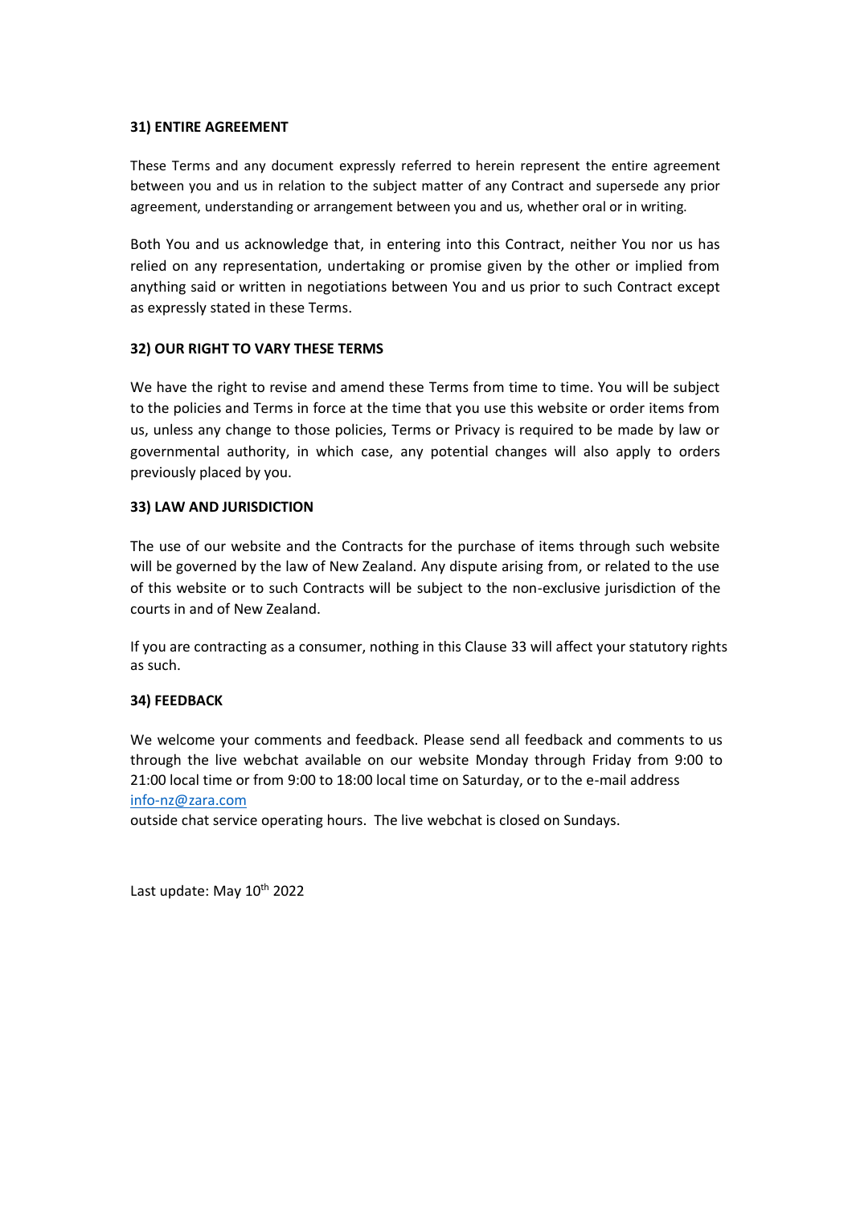**31) ENTIRE AGREEMENT**

These Terms and any document expressly referred to herein represent the entire agreement between you and us in relation to the subject matter of any Contract and supersede any prior agreement, understanding or arrangement between you and us, whether oral or in writing.

Both You and us acknowledge that, in entering into this Contract, neither You nor us has relied on any representation, undertaking or promise given by the other or implied from anything said or written in negotiations between You and us prior to such Contract except as expressly stated in these Terms.

**32) OUR RIGHT TO VARY THESE TERMS**

We have the right to revise and amend these Terms from time to time. You will be subject to the policies and Terms in force at the time that you use this website or order items from us, unless any change to those policies, Terms or Privacy is required to be made by law or governmental authority, in which case, any potential changes will also apply to orders previously placed by you.

**33) LAW AND JURISDICTION**

The use of our website and the Contracts for the purchase of items through such website will be governed by the law of New Zealand. Any dispute arising from, or related to the use of this website or to such Contracts will be subject to the non-exclusive jurisdiction of the courts in and of New Zealand.

If you are contracting as a consumer, nothing in this Clause 33 will affect your statutory rights as such.

**34) FEEDBACK**

We welcome your comments and feedback. Please send all feedback and comments to us through the live webchat available on our website Monday through Friday from 9:00 to 21:00 local time or from 9:00 to 18:00 local time on Saturday, or to the e-mail address [info-nz@zara.com](mailto:info-nz@zara.com)
outside chat service operating hours. The live webchat is closed on Sundays.

Last update: May 10th 2022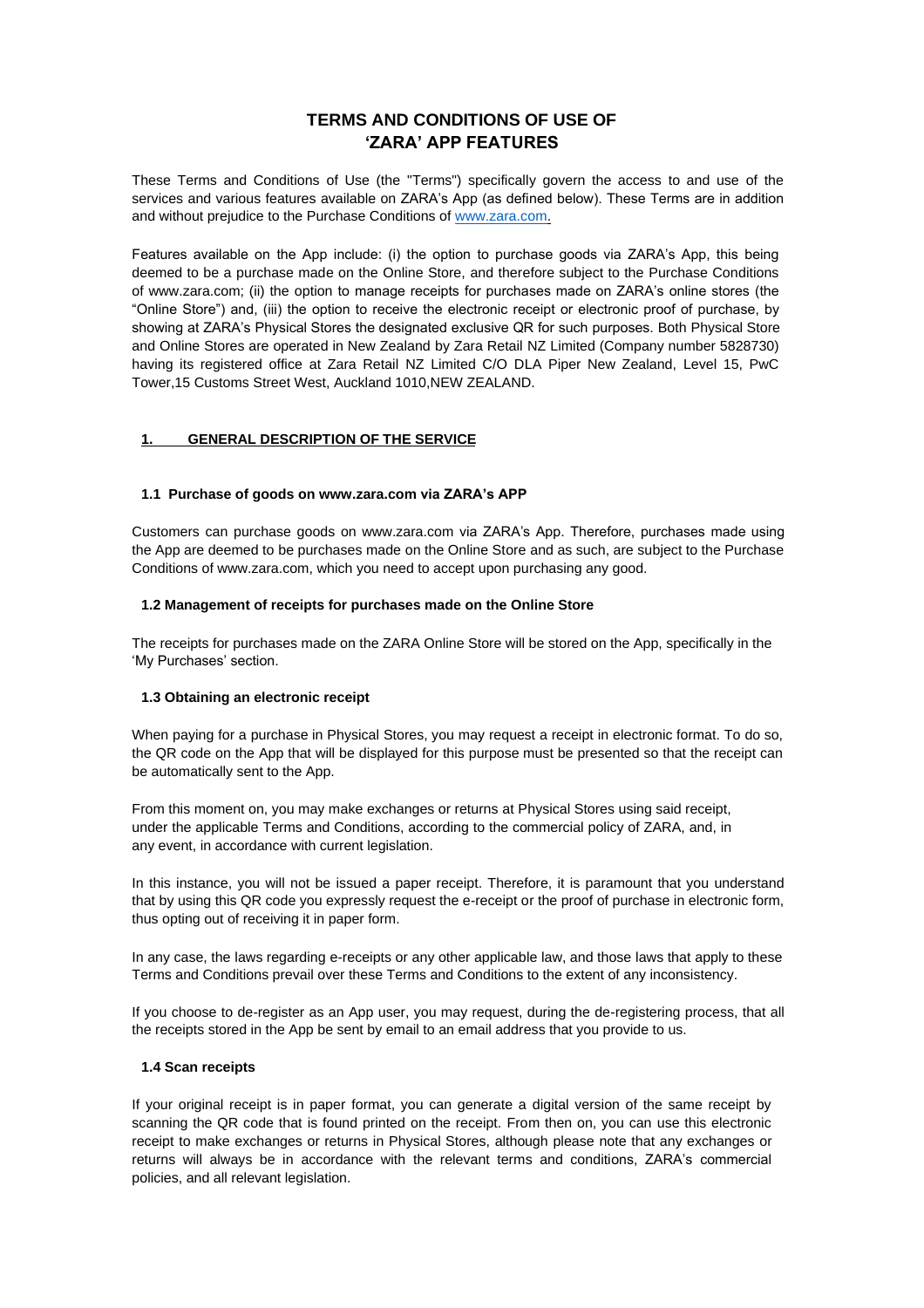# TERMS AND CONDITIONS OF USE OF 'ZARA' APP FEATURES

These Terms and Conditions of Use (the "Terms") specifically govern the access to and use of the services and various features available on ZARA's App (as defined below). These Terms are in addition and without prejudice to the Purchase Conditions of [www.zara.com](http://www.zara.com).

Features available on the App include: (i) the option to purchase goods via ZARA's App, this being deemed to be a purchase made on the Online Store, and therefore subject to the Purchase Conditions of www.zara.com; (ii) the option to manage receipts for purchases made on ZARA's online stores (the "Online Store") and, (iii) the option to receive the electronic receipt or electronic proof of purchase, by showing at ZARA's Physical Stores the designated exclusive QR for such purposes. Both Physical Store and Online Stores are operated in New Zealand by Zara Retail NZ Limited (Company number 5828730) having its registered office at Zara Retail NZ Limited C/O DLA Piper New Zealand, Level 15, PwC Tower,15 Customs Street West, Auckland 1010,NEW ZEALAND.

## 1. GENERAL DESCRIPTION OF THE SERVICE

### 1.1 Purchase of goods on www.zara.com via ZARA's APP

Customers can purchase goods on www.zara.com via ZARA's App. Therefore, purchases made using the App are deemed to be purchases made on the Online Store and as such, are subject to the Purchase Conditions of www.zara.com, which you need to accept upon purchasing any good.

### 1.2 Management of receipts for purchases made on the Online Store

The receipts for purchases made on the ZARA Online Store will be stored on the App, specifically in the 'My Purchases' section.

### 1.3 Obtaining an electronic receipt

When paying for a purchase in Physical Stores, you may request a receipt in electronic format. To do so, the QR code on the App that will be displayed for this purpose must be presented so that the receipt can be automatically sent to the App.

From this moment on, you may make exchanges or returns at Physical Stores using said receipt, under the applicable Terms and Conditions, according to the commercial policy of ZARA, and, in any event, in accordance with current legislation.

In this instance, you will not be issued a paper receipt. Therefore, it is paramount that you understand that by using this QR code you expressly request the e-receipt or the proof of purchase in electronic form, thus opting out of receiving it in paper form.

In any case, the laws regarding e-receipts or any other applicable law, and those laws that apply to these Terms and Conditions prevail over these Terms and Conditions to the extent of any inconsistency.

If you choose to de-register as an App user, you may request, during the de-registering process, that all the receipts stored in the App be sent by email to an email address that you provide to us.

### 1.4 Scan receipts

If your original receipt is in paper format, you can generate a digital version of the same receipt by scanning the QR code that is found printed on the receipt. From then on, you can use this electronic receipt to make exchanges or returns in Physical Stores, although please note that any exchanges or returns will always be in accordance with the relevant terms and conditions, ZARA's commercial policies, and all relevant legislation.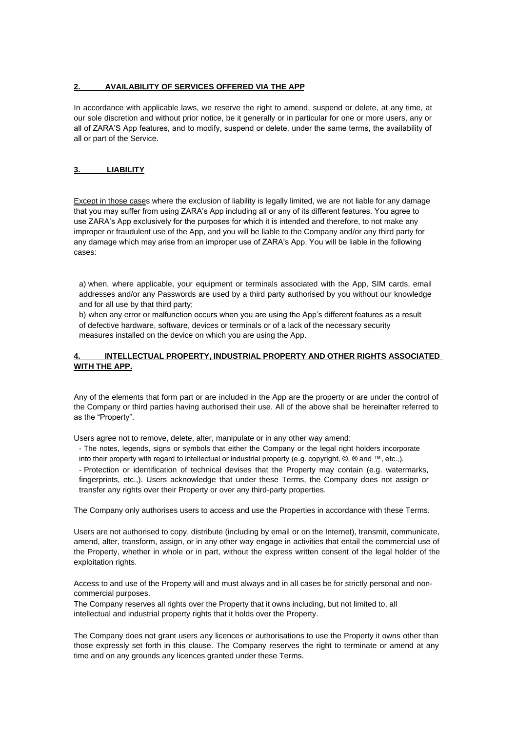## 2. AVAILABILITY OF SERVICES OFFERED VIA THE APP

In accordance with applicable laws, we reserve the right to amend, suspend or delete, at any time, at our sole discretion and without prior notice, be it generally or in particular for one or more users, any or all of ZARA'S App features, and to modify, suspend or delete, under the same terms, the availability of all or part of the Service.

## 3. LIABILITY

Except in those cases where the exclusion of liability is legally limited, we are not liable for any damage that you may suffer from using ZARA's App including all or any of its different features. You agree to use ZARA's App exclusively for the purposes for which it is intended and therefore, to not make any improper or fraudulent use of the App, and you will be liable to the Company and/or any third party for any damage which may arise from an improper use of ZARA's App. You will be liable in the following cases:

a) when, where applicable, your equipment or terminals associated with the App, SIM cards, email addresses and/or any Passwords are used by a third party authorised by you without our knowledge and for all use by that third party;

b) when any error or malfunction occurs when you are using the App's different features as a result of defective hardware, software, devices or terminals or of a lack of the necessary security measures installed on the device on which you are using the App.

## 4. INTELLECTUAL PROPERTY, INDUSTRIAL PROPERTY AND OTHER RIGHTS ASSOCIATED WITH THE APP.

Any of the elements that form part or are included in the App are the property or are under the control of the Company or third parties having authorised their use. All of the above shall be hereinafter referred to as the "Property".

Users agree not to remove, delete, alter, manipulate or in any other way amend:

- The notes, legends, signs or symbols that either the Company or the legal right holders incorporate into their property with regard to intellectual or industrial property (e.g. copyright, ©, ® and ™, etc.,).
- Protection or identification of technical devises that the Property may contain (e.g. watermarks, fingerprints, etc.,). Users acknowledge that under these Terms, the Company does not assign or transfer any rights over their Property or over any third-party properties.

The Company only authorises users to access and use the Properties in accordance with these Terms.

Users are not authorised to copy, distribute (including by email or on the Internet), transmit, communicate, amend, alter, transform, assign, or in any other way engage in activities that entail the commercial use of the Property, whether in whole or in part, without the express written consent of the legal holder of the exploitation rights.

Access to and use of the Property will and must always and in all cases be for strictly personal and non-commercial purposes.

The Company reserves all rights over the Property that it owns including, but not limited to, all intellectual and industrial property rights that it holds over the Property.

The Company does not grant users any licences or authorisations to use the Property it owns other than those expressly set forth in this clause. The Company reserves the right to terminate or amend at any time and on any grounds any licences granted under these Terms.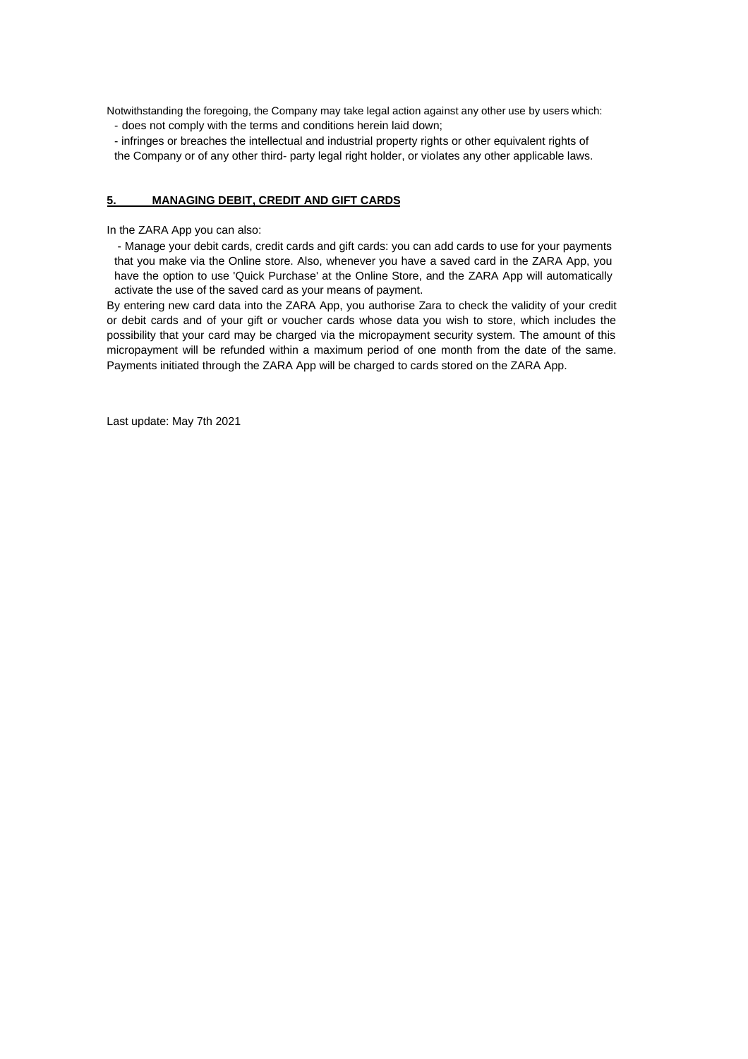Notwithstanding the foregoing, the Company may take legal action against any other use by users which:

- does not comply with the terms and conditions herein laid down;
- infringes or breaches the intellectual and industrial property rights or other equivalent rights of the Company or of any other third- party legal right holder, or violates any other applicable laws.

## 5. MANAGING DEBIT, CREDIT AND GIFT CARDS

In the ZARA App you can also:

- Manage your debit cards, credit cards and gift cards: you can add cards to use for your payments that you make via the Online store. Also, whenever you have a saved card in the ZARA App, you have the option to use 'Quick Purchase' at the Online Store, and the ZARA App will automatically activate the use of the saved card as your means of payment.

By entering new card data into the ZARA App, you authorise Zara to check the validity of your credit or debit cards and of your gift or voucher cards whose data you wish to store, which includes the possibility that your card may be charged via the micropayment security system. The amount of this micropayment will be refunded within a maximum period of one month from the date of the same. Payments initiated through the ZARA App will be charged to cards stored on the ZARA App.

Last update: May 7th 2021